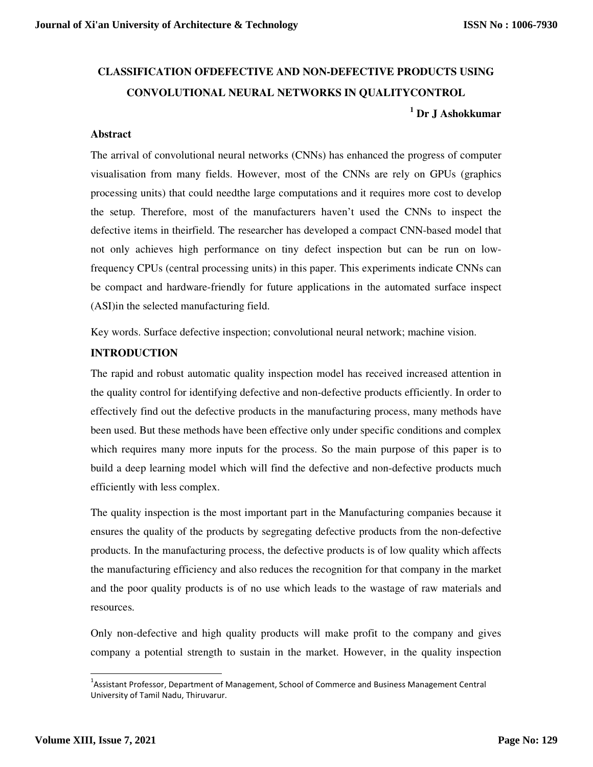# CLASSIFICATION OFDEFECTIVE AND NON-DEFECTIVE PRODUCTS USING CONVOLUTIONAL NEURAL NETWORKS IN QUALITYCONTROL

**[1] Dr J Ashokkumar**

## Abstract

The arrival of convolutional neural networks (CNNs) has enhanced the progress of computer visualisation from many fields. However, most of the CNNs are rely on GPUs (graphics processing units) that could needthe large computations and it requires more cost to develop the setup. Therefore, most of the manufacturers haven't used the CNNs to inspect the defective items in theirfield. The researcher has developed a compact CNN-based model that not only achieves high performance on tiny defect inspection but can be run on low-frequency CPUs (central processing units) in this paper. This experiments indicate CNNs can be compact and hardware-friendly for future applications in the automated surface inspect (ASI)in the selected manufacturing field.

Key words. Surface defective inspection; convolutional neural network; machine vision.

## INTRODUCTION

The rapid and robust automatic quality inspection model has received increased attention in the quality control for identifying defective and non-defective products efficiently. In order to effectively find out the defective products in the manufacturing process, many methods have been used. But these methods have been effective only under specific conditions and complex which requires many more inputs for the process. So the main purpose of this paper is to build a deep learning model which will find the defective and non-defective products much efficiently with less complex.

The quality inspection is the most important part in the Manufacturing companies because it ensures the quality of the products by segregating defective products from the non-defective products. In the manufacturing process, the defective products is of low quality which affects the manufacturing efficiency and also reduces the recognition for that company in the market and the poor quality products is of no use which leads to the wastage of raw materials and resources.

Only non-defective and high quality products will make profit to the company and gives company a potential strength to sustain in the market. However, in the quality inspection

---

[1]Assistant Professor, Department of Management, School of Commerce and Business Management Central University of Tamil Nadu, Thiruvarur.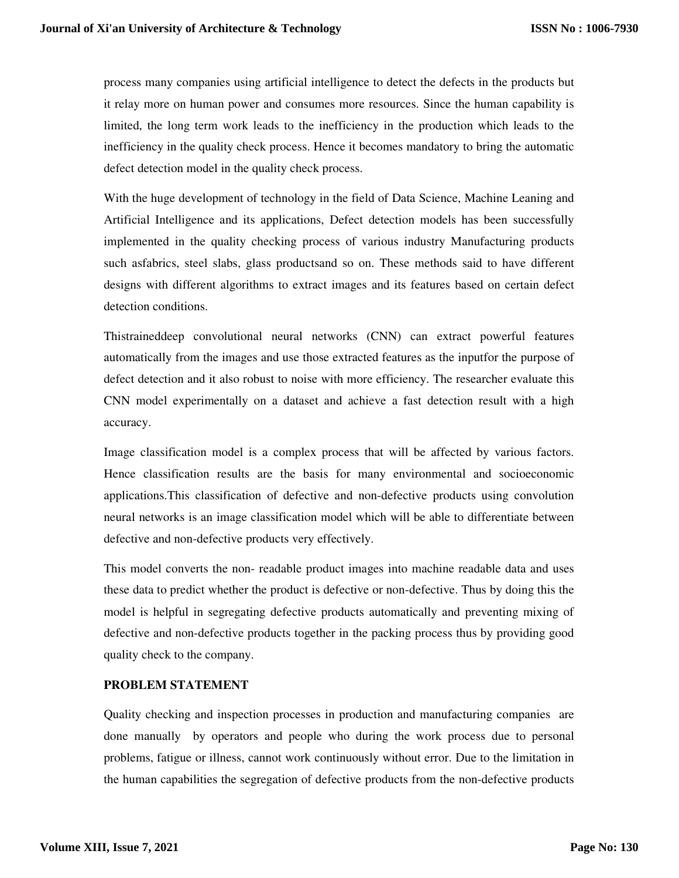process many companies using artificial intelligence to detect the defects in the products but it relay more on human power and consumes more resources. Since the human capability is limited, the long term work leads to the inefficiency in the production which leads to the inefficiency in the quality check process. Hence it becomes mandatory to bring the automatic defect detection model in the quality check process.

With the huge development of technology in the field of Data Science, Machine Leaning and Artificial Intelligence and its applications, Defect detection models has been successfully implemented in the quality checking process of various industry Manufacturing products such asfabrics, steel slabs, glass productsand so on. These methods said to have different designs with different algorithms to extract images and its features based on certain defect detection conditions.

Thistraineddeep convolutional neural networks (CNN) can extract powerful features automatically from the images and use those extracted features as the inputfor the purpose of defect detection and it also robust to noise with more efficiency. The researcher evaluate this CNN model experimentally on a dataset and achieve a fast detection result with a high accuracy.

Image classification model is a complex process that will be affected by various factors. Hence classification results are the basis for many environmental and socioeconomic applications.This classification of defective and non-defective products using convolution neural networks is an image classification model which will be able to differentiate between defective and non-defective products very effectively.

This model converts the non- readable product images into machine readable data and uses these data to predict whether the product is defective or non-defective. Thus by doing this the model is helpful in segregating defective products automatically and preventing mixing of defective and non-defective products together in the packing process thus by providing good quality check to the company.

**PROBLEM STATEMENT**

Quality checking and inspection processes in production and manufacturing companies are done manually by operators and people who during the work process due to personal problems, fatigue or illness, cannot work continuously without error. Due to the limitation in the human capabilities the segregation of defective products from the non-defective products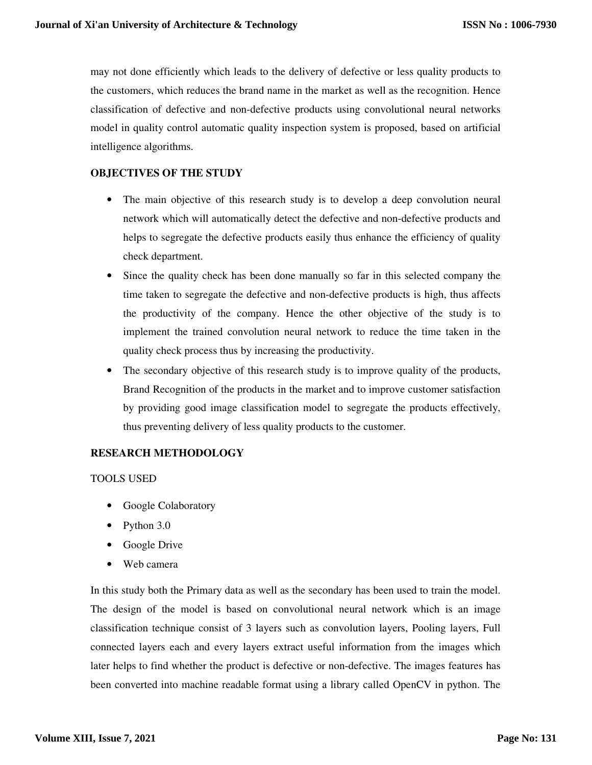may not done efficiently which leads to the delivery of defective or less quality products to the customers, which reduces the brand name in the market as well as the recognition. Hence classification of defective and non-defective products using convolutional neural networks model in quality control automatic quality inspection system is proposed, based on artificial intelligence algorithms.

## OBJECTIVES OF THE STUDY

- The main objective of this research study is to develop a deep convolution neural network which will automatically detect the defective and non-defective products and helps to segregate the defective products easily thus enhance the efficiency of quality check department.
- Since the quality check has been done manually so far in this selected company the time taken to segregate the defective and non-defective products is high, thus affects the productivity of the company. Hence the other objective of the study is to implement the trained convolution neural network to reduce the time taken in the quality check process thus by increasing the productivity.
- The secondary objective of this research study is to improve quality of the products, Brand Recognition of the products in the market and to improve customer satisfaction by providing good image classification model to segregate the products effectively, thus preventing delivery of less quality products to the customer.

## RESEARCH METHODOLOGY

TOOLS USED

- Google Colaboratory
- Python 3.0
- Google Drive
- Web camera

In this study both the Primary data as well as the secondary has been used to train the model. The design of the model is based on convolutional neural network which is an image classification technique consist of 3 layers such as convolution layers, Pooling layers, Full connected layers each and every layers extract useful information from the images which later helps to find whether the product is defective or non-defective. The images features has been converted into machine readable format using a library called OpenCV in python. The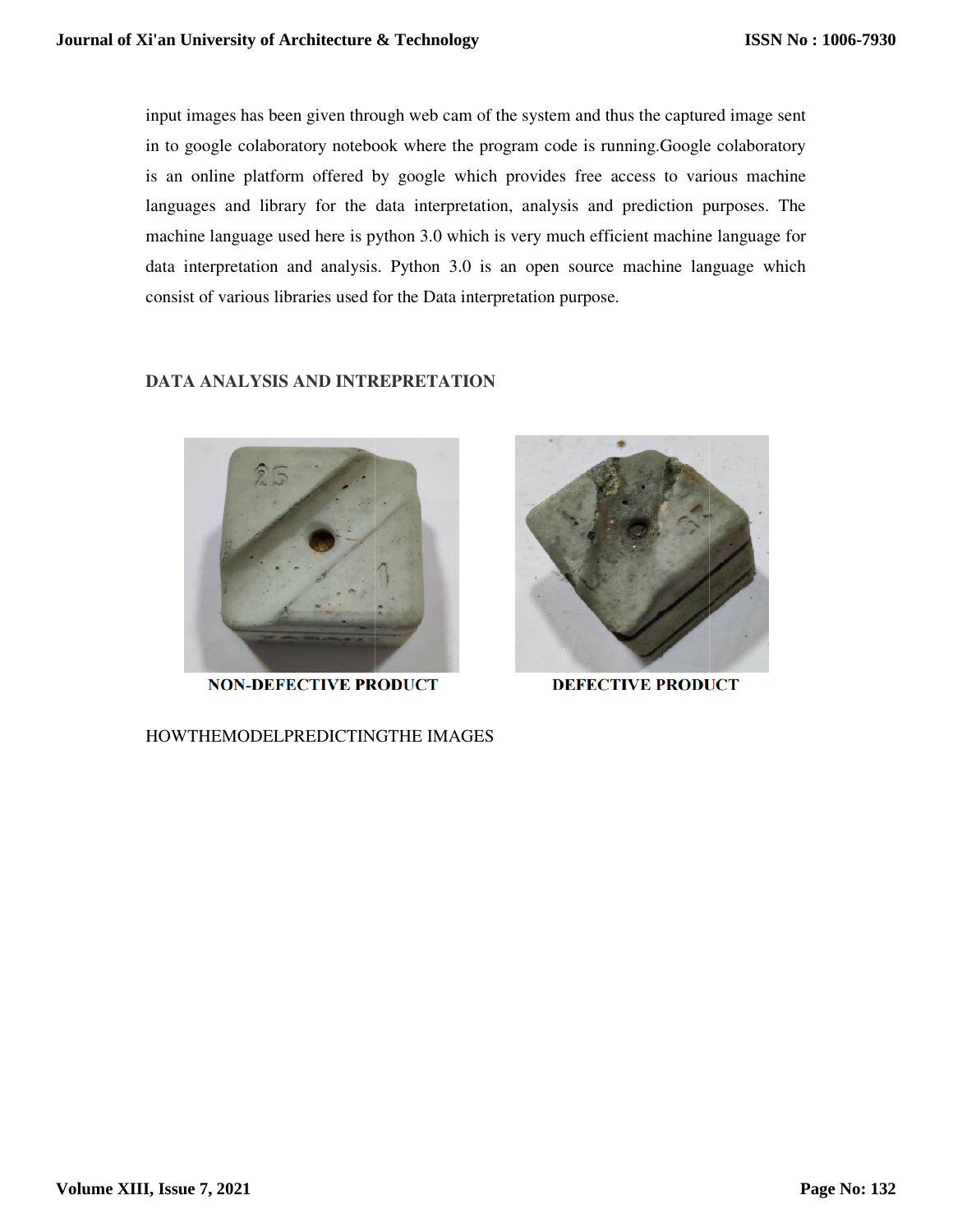input images has been given through web cam of the system and thus the captured image sent in to google colaboratory notebook where the program code is running.Google colaboratory is an online platform offered by google which provides free access to various machine languages and library for the data interpretation, analysis and prediction purposes. The machine language used here is python 3.0 which is very much efficient machine language for data interpretation and analysis. Python 3.0 is an open source machine language which consist of various libraries used for the Data interpretation purpose.

## DATA ANALYSIS AND INTREPRETATION

**NON-DEFECTIVE PRODUCT**

**DEFECTIVE PRODUCT**

HOWTHEMODELPREDICTINGTHE IMAGES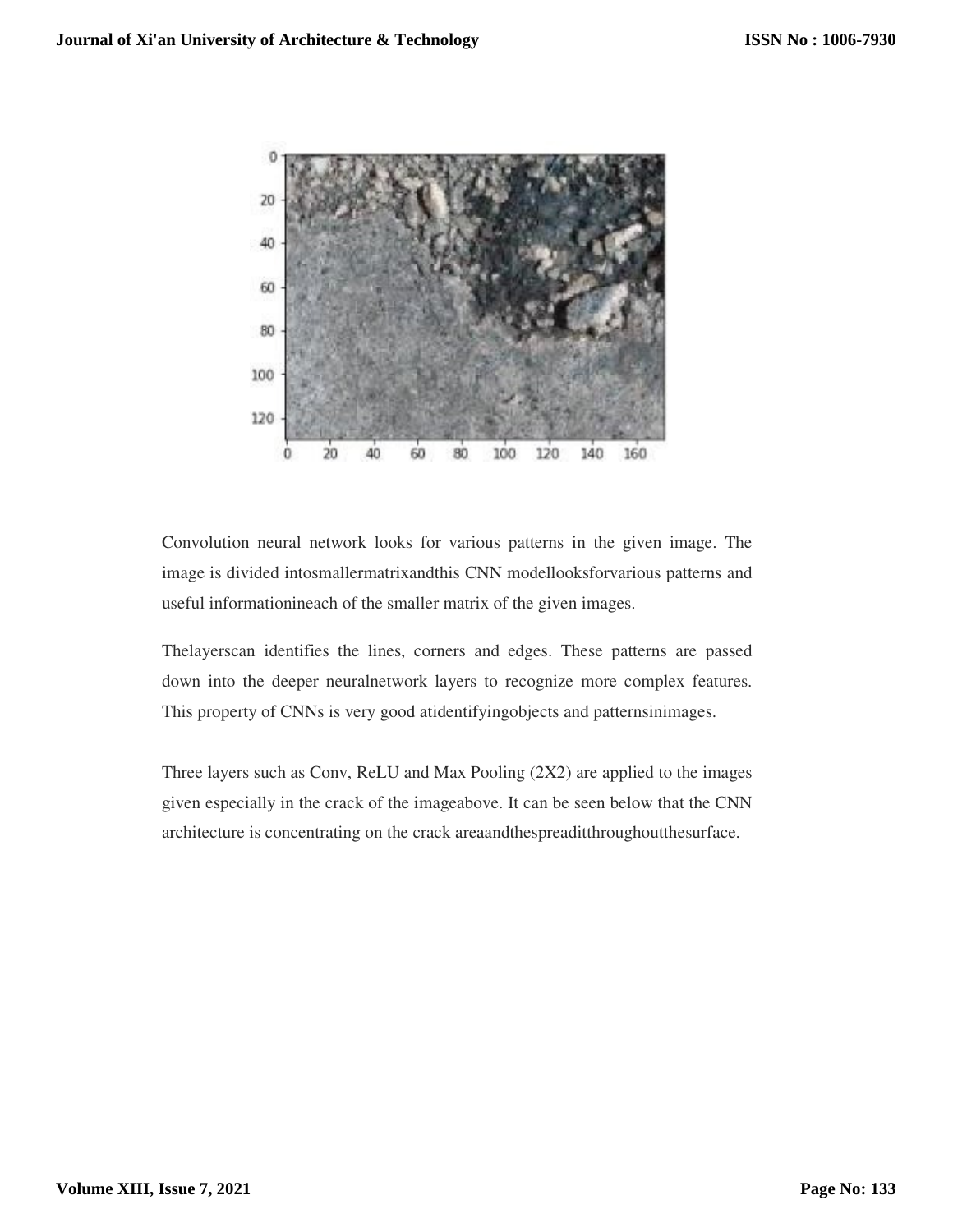Convolution neural network looks for various patterns in the given image. The image is divided intosmallermatrixandthis CNN modellooksforvarious patterns and useful informationineach of the smaller matrix of the given images.

Thelayerscan identifies the lines, corners and edges. These patterns are passed down into the deeper neuralnetwork layers to recognize more complex features. This property of CNNs is very good atidentifyingobjects and patternsinimages.

Three layers such as Conv, ReLU and Max Pooling (2X2) are applied to the images given especially in the crack of the imageabove. It can be seen below that the CNN architecture is concentrating on the crack areaandthespreaditthroughoutthesurface.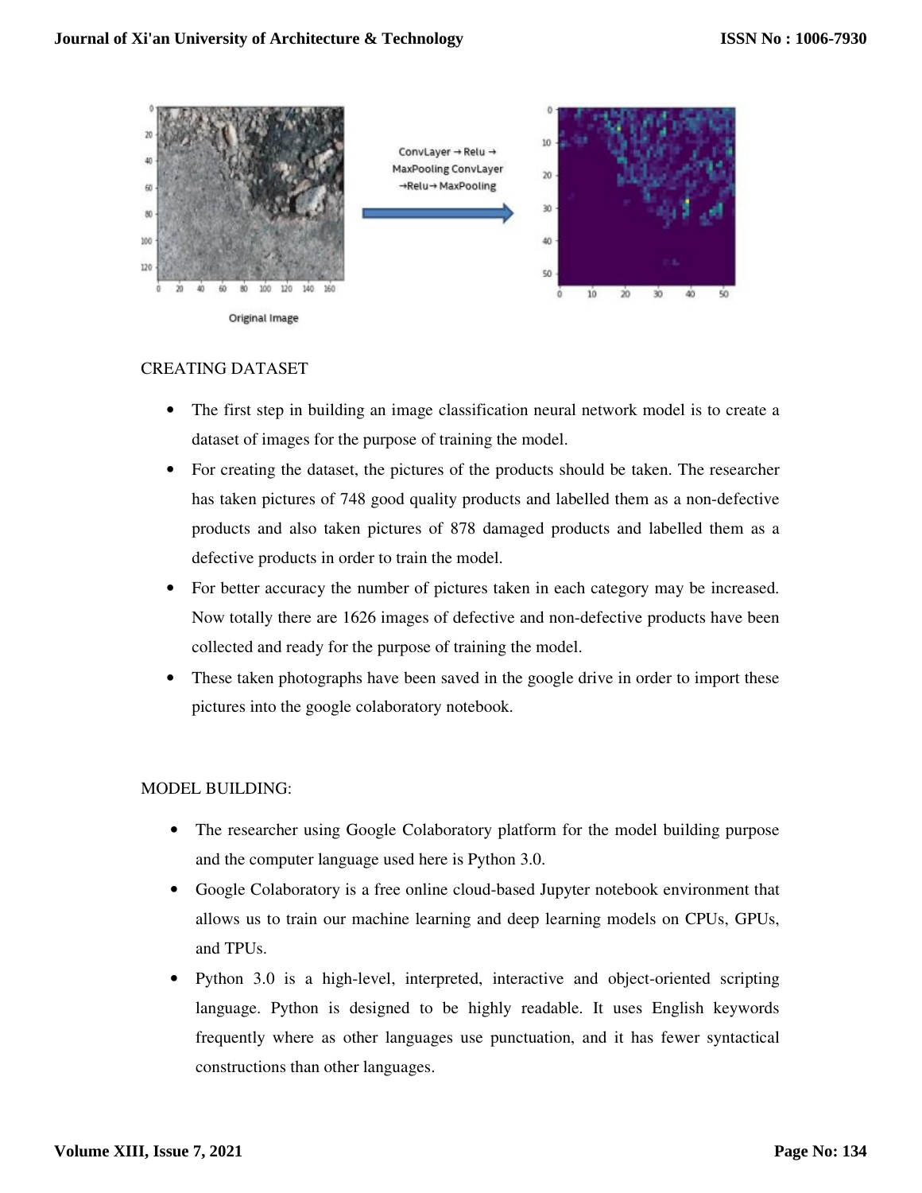ConvLayer → Relu → MaxPooling ConvLayer →Relu→ MaxPooling

Original Image

CREATING DATASET

- The first step in building an image classification neural network model is to create a dataset of images for the purpose of training the model.
- For creating the dataset, the pictures of the products should be taken. The researcher has taken pictures of 748 good quality products and labelled them as a non-defective products and also taken pictures of 878 damaged products and labelled them as a defective products in order to train the model.
- For better accuracy the number of pictures taken in each category may be increased. Now totally there are 1626 images of defective and non-defective products have been collected and ready for the purpose of training the model.
- These taken photographs have been saved in the google drive in order to import these pictures into the google colaboratory notebook.

MODEL BUILDING:

- The researcher using Google Colaboratory platform for the model building purpose and the computer language used here is Python 3.0.
- Google Colaboratory is a free online cloud-based Jupyter notebook environment that allows us to train our machine learning and deep learning models on CPUs, GPUs, and TPUs.
- Python 3.0 is a high-level, interpreted, interactive and object-oriented scripting language. Python is designed to be highly readable. It uses English keywords frequently where as other languages use punctuation, and it has fewer syntactical constructions than other languages.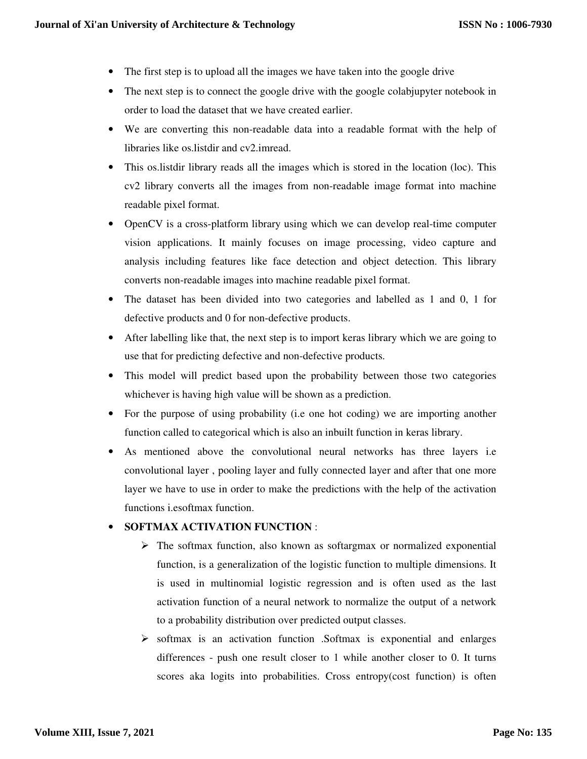- The first step is to upload all the images we have taken into the google drive
- The next step is to connect the google drive with the google colabjupyter notebook in order to load the dataset that we have created earlier.
- We are converting this non-readable data into a readable format with the help of libraries like os.listdir and cv2.imread.
- This os.listdir library reads all the images which is stored in the location (loc). This cv2 library converts all the images from non-readable image format into machine readable pixel format.
- OpenCV is a cross-platform library using which we can develop real-time computer vision applications. It mainly focuses on image processing, video capture and analysis including features like face detection and object detection. This library converts non-readable images into machine readable pixel format.
- The dataset has been divided into two categories and labelled as 1 and 0, 1 for defective products and 0 for non-defective products.
- After labelling like that, the next step is to import keras library which we are going to use that for predicting defective and non-defective products.
- This model will predict based upon the probability between those two categories whichever is having high value will be shown as a prediction.
- For the purpose of using probability (i.e one hot coding) we are importing another function called to categorical which is also an inbuilt function in keras library.
- As mentioned above the convolutional neural networks has three layers i.e convolutional layer , pooling layer and fully connected layer and after that one more layer we have to use in order to make the predictions with the help of the activation functions i.esoftmax function.
- **SOFTMAX ACTIVATION FUNCTION** :
  - The softmax function, also known as softargmax or normalized exponential function, is a generalization of the logistic function to multiple dimensions. It is used in multinomial logistic regression and is often used as the last activation function of a neural network to normalize the output of a network to a probability distribution over predicted output classes.
  - softmax is an activation function .Softmax is exponential and enlarges differences - push one result closer to 1 while another closer to 0. It turns scores aka logits into probabilities. Cross entropy(cost function) is often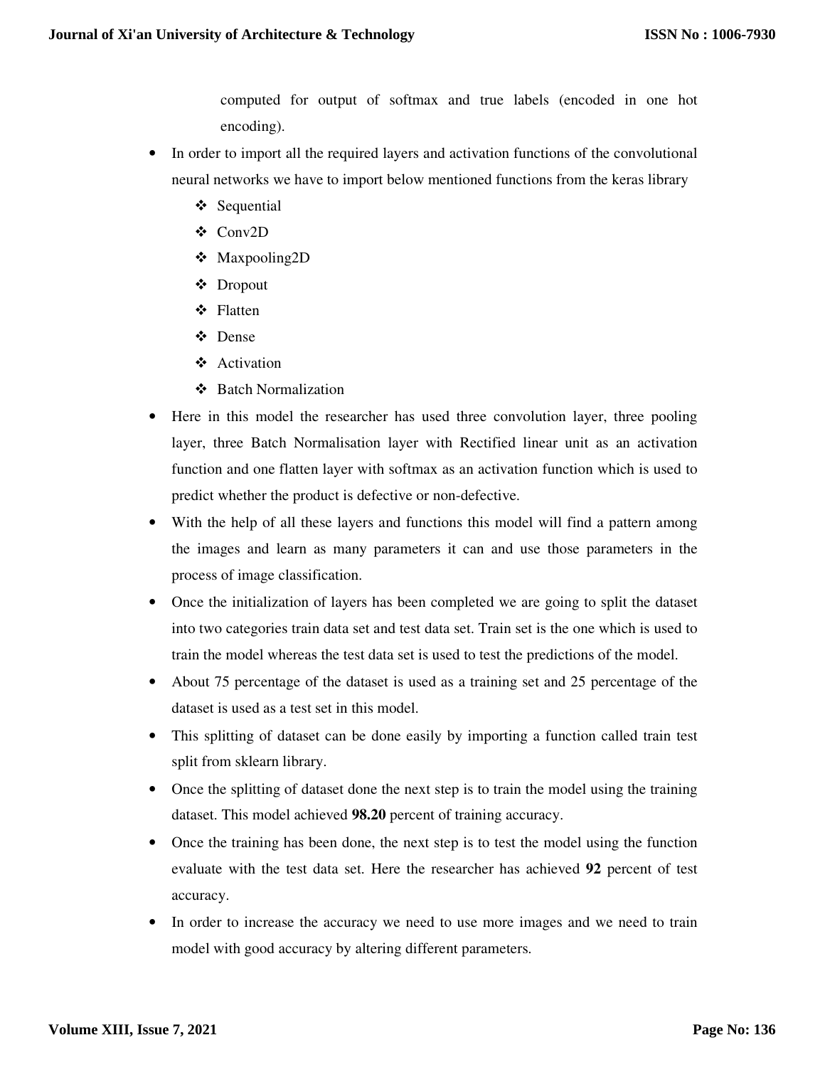computed for output of softmax and true labels (encoded in one hot encoding).

- In order to import all the required layers and activation functions of the convolutional neural networks we have to import below mentioned functions from the keras library
  - ❖ Sequential
  - ❖ Conv2D
  - ❖ Maxpooling2D
  - ❖ Dropout
  - ❖ Flatten
  - ❖ Dense
  - ❖ Activation
  - ❖ Batch Normalization
- Here in this model the researcher has used three convolution layer, three pooling layer, three Batch Normalisation layer with Rectified linear unit as an activation function and one flatten layer with softmax as an activation function which is used to predict whether the product is defective or non-defective.
- With the help of all these layers and functions this model will find a pattern among the images and learn as many parameters it can and use those parameters in the process of image classification.
- Once the initialization of layers has been completed we are going to split the dataset into two categories train data set and test data set. Train set is the one which is used to train the model whereas the test data set is used to test the predictions of the model.
- About 75 percentage of the dataset is used as a training set and 25 percentage of the dataset is used as a test set in this model.
- This splitting of dataset can be done easily by importing a function called train test split from sklearn library.
- Once the splitting of dataset done the next step is to train the model using the training dataset. This model achieved **98.20** percent of training accuracy.
- Once the training has been done, the next step is to test the model using the function evaluate with the test data set. Here the researcher has achieved **92** percent of test accuracy.
- In order to increase the accuracy we need to use more images and we need to train model with good accuracy by altering different parameters.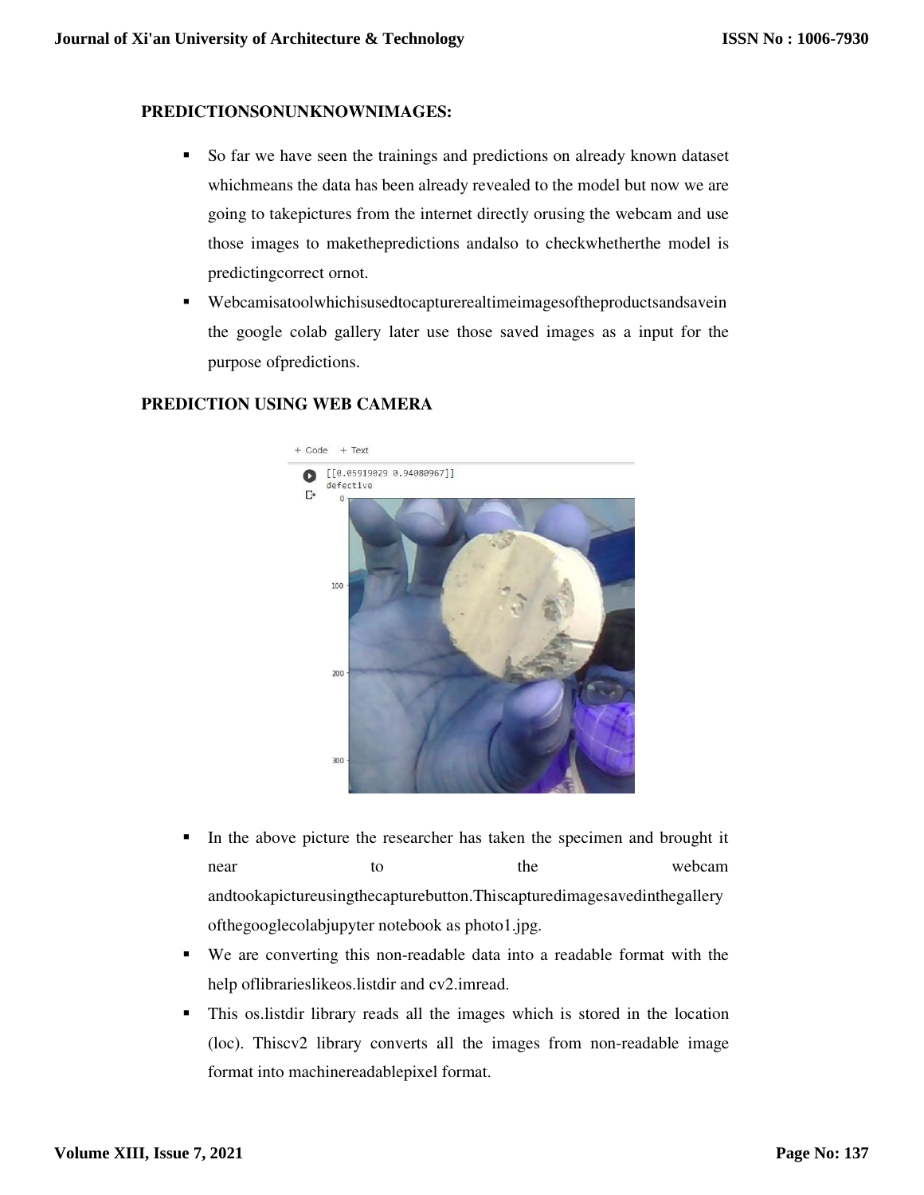**PREDICTIONSONUNKNOWNIMAGES:**

- So far we have seen the trainings and predictions on already known dataset whichmeans the data has been already revealed to the model but now we are going to takepictures from the internet directly orusing the webcam and use those images to makethepredictions andalso to checkwhetherthe model is predictingcorrect ornot.
- Webcamisatoolwhichisusedtocapturerealtimeimagesoftheproductsandsavein the google colab gallery later use those saved images as a input for the purpose ofpredictions.

**PREDICTION USING WEB CAMERA**

- In the above picture the researcher has taken the specimen and brought it near to the webcam andtookapictureusingthecapturebutton.Thiscapturedimagesavedinthegallery ofthegooglecolabjupyter notebook as photo1.jpg.
- We are converting this non-readable data into a readable format with the help oflibrarieslikeos.listdir and cv2.imread.
- This os.listdir library reads all the images which is stored in the location (loc). Thiscv2 library converts all the images from non-readable image format into machinereadablepixel format.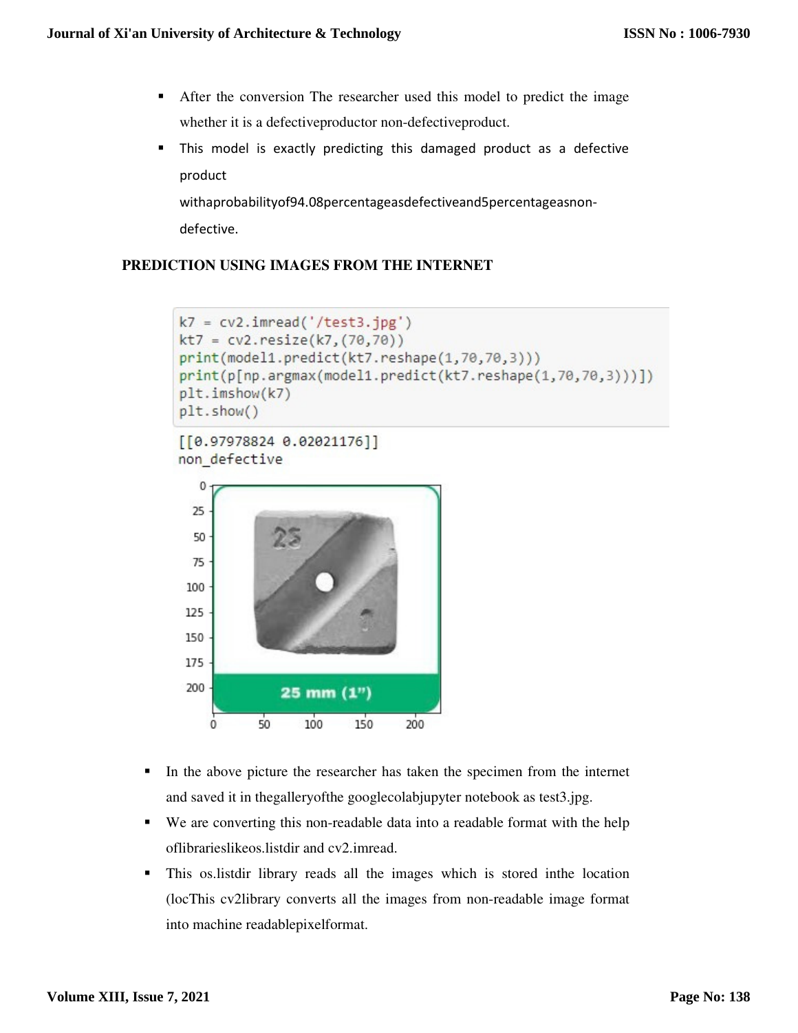- After the conversion The researcher used this model to predict the image whether it is a defectiveproductor non-defectiveproduct.
- This model is exactly predicting this damaged product as a defective product withaprobabilityof94.08percentageasdefectiveand5percentageasnon-defective.

**PREDICTION USING IMAGES FROM THE INTERNET**

```
k7 = cv2.imread('/test3.jpg')
kt7 = cv2.resize(k7,(70,70))
print(model1.predict(kt7.reshape(1,70,70,3)))
print(p[np.argmax(model1.predict(kt7.reshape(1,70,70,3)))])
plt.imshow(k7)
plt.show()
```

```
[[0.97978824 0.02021176]]
non_defective
```

- In the above picture the researcher has taken the specimen from the internet and saved it in thegalleryofthe googlecolabjupyter notebook as test3.jpg.
- We are converting this non-readable data into a readable format with the help oflibrarieslikeos.listdir and cv2.imread.
- This os.listdir library reads all the images which is stored inthe location (locThis cv2library converts all the images from non-readable image format into machine readablepixelformat.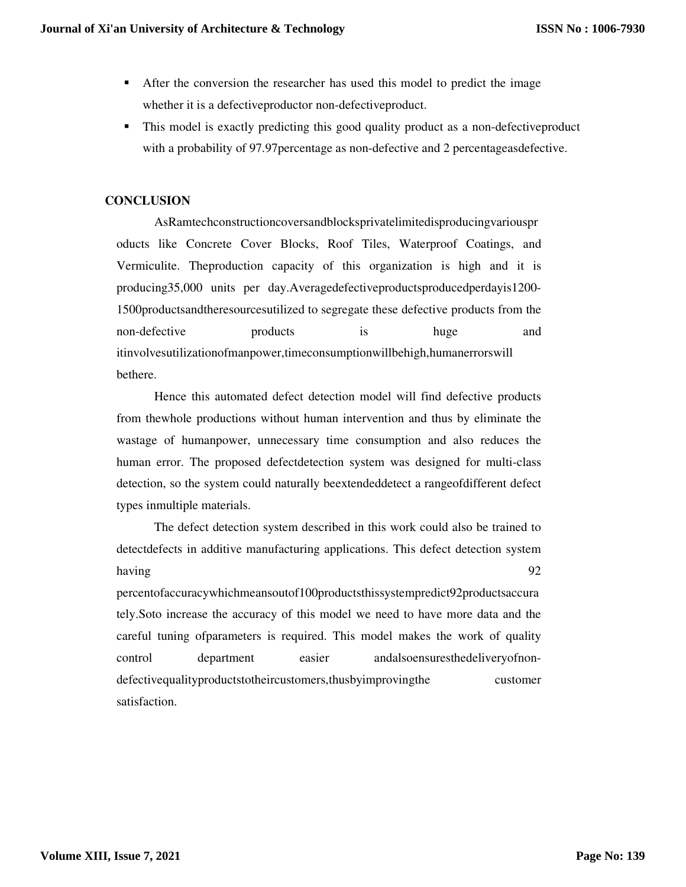- After the conversion the researcher has used this model to predict the image whether it is a defectiveproductor non-defectiveproduct.
- This model is exactly predicting this good quality product as a non-defectiveproduct with a probability of 97.97percentage as non-defective and 2 percentageasdefective.

## CONCLUSION

AsRamtechconstructioncoversandblocksprivatelimitedisproducingvariousproducts like Concrete Cover Blocks, Roof Tiles, Waterproof Coatings, and Vermiculite. Theproduction capacity of this organization is high and it is producing35,000 units per day.Averagedefectiveproductsproducedperdayis1200-1500productsandtheresourcesutilized to segregate these defective products from the non-defective products is huge and itinvolvesutilizationofmanpower,timeconsumptionwillbehigh,humanerrorswill bethere.

Hence this automated defect detection model will find defective products from thewhole productions without human intervention and thus by eliminate the wastage of humanpower, unnecessary time consumption and also reduces the human error. The proposed defectdetection system was designed for multi-class detection, so the system could naturally beextendeddetect a rangeofdifferent defect types inmultiple materials.

The defect detection system described in this work could also be trained to detectdefects in additive manufacturing applications. This defect detection system having 92 percentofaccuracywhichmeansoutof100productsthissystempredict92productsaccurately.Soto increase the accuracy of this model we need to have more data and the careful tuning ofparameters is required. This model makes the work of quality control department easier andalsoensuresthedeliveryofnon-defectivequalityproductstotheircustomers,thusbyimprovingthe customer satisfaction.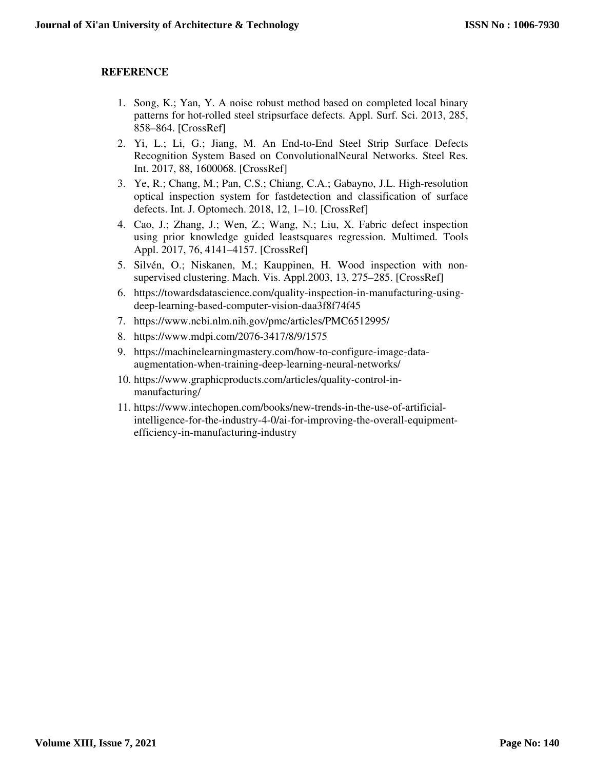## REFERENCE

1. Song, K.; Yan, Y. A noise robust method based on completed local binary patterns for hot-rolled steel stripsurface defects. Appl. Surf. Sci. 2013, 285, 858–864. [CrossRef]
2. Yi, L.; Li, G.; Jiang, M. An End-to-End Steel Strip Surface Defects Recognition System Based on ConvolutionalNeural Networks. Steel Res. Int. 2017, 88, 1600068. [CrossRef]
3. Ye, R.; Chang, M.; Pan, C.S.; Chiang, C.A.; Gabayno, J.L. High-resolution optical inspection system for fastdetection and classification of surface defects. Int. J. Optomech. 2018, 12, 1–10. [CrossRef]
4. Cao, J.; Zhang, J.; Wen, Z.; Wang, N.; Liu, X. Fabric defect inspection using prior knowledge guided leastsquares regression. Multimed. Tools Appl. 2017, 76, 4141–4157. [CrossRef]
5. Silvén, O.; Niskanen, M.; Kauppinen, H. Wood inspection with non-supervised clustering. Mach. Vis. Appl.2003, 13, 275–285. [CrossRef]
6. https://towardsdatascience.com/quality-inspection-in-manufacturing-using-deep-learning-based-computer-vision-daa3f8f74f45
7. https://www.ncbi.nlm.nih.gov/pmc/articles/PMC6512995/
8. https://www.mdpi.com/2076-3417/8/9/1575
9. https://machinelearningmastery.com/how-to-configure-image-data-augmentation-when-training-deep-learning-neural-networks/
10. https://www.graphicproducts.com/articles/quality-control-in-manufacturing/
11. https://www.intechopen.com/books/new-trends-in-the-use-of-artificial-intelligence-for-the-industry-4-0/ai-for-improving-the-overall-equipment-efficiency-in-manufacturing-industry